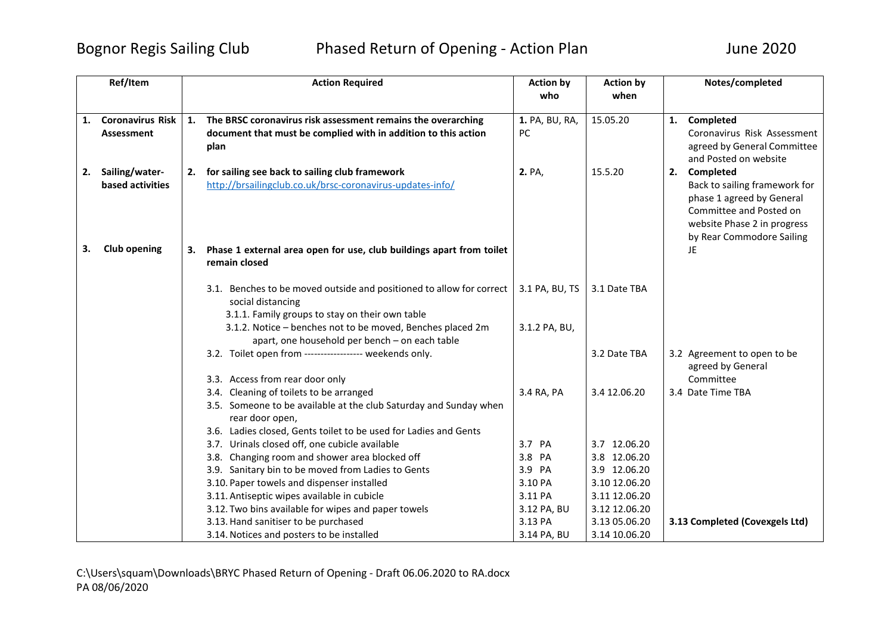Bognor Regis Sailing Club — Phased Return of Opening - Action Plan — June 2020

| Ref/Item | Action Required | Action by who | Action by when | Notes/completed |
|---|---|---|---|---|
| 1. **Coronavirus Risk Assessment** | 1. **The BRSC coronavirus risk assessment remains the overarching document that must be complied with in addition to this action plan** | **1.** PA, BU, RA, PC | 15.05.20 | 1. **Completed** Coronavirus Risk Assessment agreed by General Committee and Posted on website |
| 2. **Sailing/water-based activities** | 2. **for sailing see back to sailing club framework** http://brsailingclub.co.uk/brsc-coronavirus-updates-info/ | **2.** PA, | 15.5.20 | 2. **Completed** Back to sailing framework for phase 1 agreed by General Committee and Posted on website Phase 2 in progress by Rear Commodore Sailing JE |
| 3. **Club opening** | 3. **Phase 1 external area open for use, club buildings apart from toilet remain closed** | | | |
| | 3.1. Benches to be moved outside and positioned to allow for correct social distancing | 3.1 PA, BU, TS | 3.1 Date TBA | |
| | 3.1.1. Family groups to stay on their own table | | | |
| | 3.1.2. Notice – benches not to be moved, Benches placed 2m apart, one household per bench – on each table | 3.1.2 PA, BU, | | |
| | 3.2. Toilet open from ------------------ weekends only. | | 3.2 Date TBA | 3.2 Agreement to open to be agreed by General Committee |
| | 3.3. Access from rear door only | | | |
| | 3.4. Cleaning of toilets to be arranged | 3.4 RA, PA | 3.4 12.06.20 | 3.4 Date Time TBA |
| | 3.5. Someone to be available at the club Saturday and Sunday when rear door open, | | | |
| | 3.6. Ladies closed, Gents toilet to be used for Ladies and Gents | | | |
| | 3.7. Urinals closed off, one cubicle available | 3.7 PA | 3.7 12.06.20 | |
| | 3.8. Changing room and shower area blocked off | 3.8 PA | 3.8 12.06.20 | |
| | 3.9. Sanitary bin to be moved from Ladies to Gents | 3.9 PA | 3.9 12.06.20 | |
| | 3.10. Paper towels and dispenser installed | 3.10 PA | 3.10 12.06.20 | |
| | 3.11. Antiseptic wipes available in cubicle | 3.11 PA | 3.11 12.06.20 | |
| | 3.12. Two bins available for wipes and paper towels | 3.12 PA, BU | 3.12 12.06.20 | |
| | 3.13. Hand sanitiser to be purchased | 3.13 PA | 3.13 05.06.20 | **3.13 Completed (Covexgels Ltd)** |
| | 3.14. Notices and posters to be installed | 3.14 PA, BU | 3.14 10.06.20 | |

C:\Users\squam\Downloads\BRYC Phased Return of Opening - Draft 06.06.2020 to RA.docx
PA 08/06/2020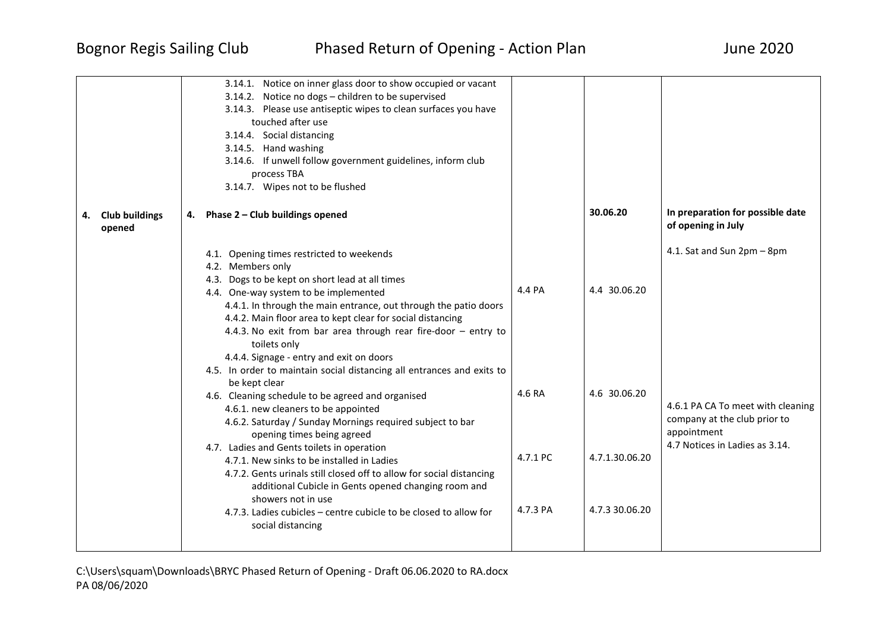| | | | | |
|---|---|---|---|---|
| | 3.14.1. Notice on inner glass door to show occupied or vacant<br>3.14.2. Notice no dogs – children to be supervised<br>3.14.3. Please use antiseptic wipes to clean surfaces you have touched after use<br>3.14.4. Social distancing<br>3.14.5. Hand washing<br>3.14.6. If unwell follow government guidelines, inform club process TBA<br>3.14.7. Wipes not to be flushed | | | |
| **4. Club buildings opened** | **4. Phase 2 – Club buildings opened** | | **30.06.20** | **In preparation for possible date of opening in July** |
| | 4.1. Opening times restricted to weekends<br>4.2. Members only<br>4.3. Dogs to be kept on short lead at all times<br>4.4. One-way system to be implemented<br>4.4.1. In through the main entrance, out through the patio doors<br>4.4.2. Main floor area to kept clear for social distancing<br>4.4.3. No exit from bar area through rear fire-door – entry to toilets only<br>4.4.4. Signage - entry and exit on doors<br>4.5. In order to maintain social distancing all entrances and exits to be kept clear | 4.4 PA | 4.4 30.06.20 | 4.1. Sat and Sun 2pm – 8pm |
| | 4.6. Cleaning schedule to be agreed and organised<br>4.6.1. new cleaners to be appointed<br>4.6.2. Saturday / Sunday Mornings required subject to bar opening times being agreed<br>4.7. Ladies and Gents toilets in operation | 4.6 RA | 4.6 30.06.20 | 4.6.1 PA CA To meet with cleaning company at the club prior to appointment<br>4.7 Notices in Ladies as 3.14. |
| | 4.7.1. New sinks to be installed in Ladies<br>4.7.2. Gents urinals still closed off to allow for social distancing additional Cubicle in Gents opened changing room and showers not in use | 4.7.1 PC | 4.7.1.30.06.20 | |
| | 4.7.3. Ladies cubicles – centre cubicle to be closed to allow for social distancing | 4.7.3 PA | 4.7.3 30.06.20 | |

C:\Users\squam\Downloads\BRYC Phased Return of Opening - Draft 06.06.2020 to RA.docx
PA 08/06/2020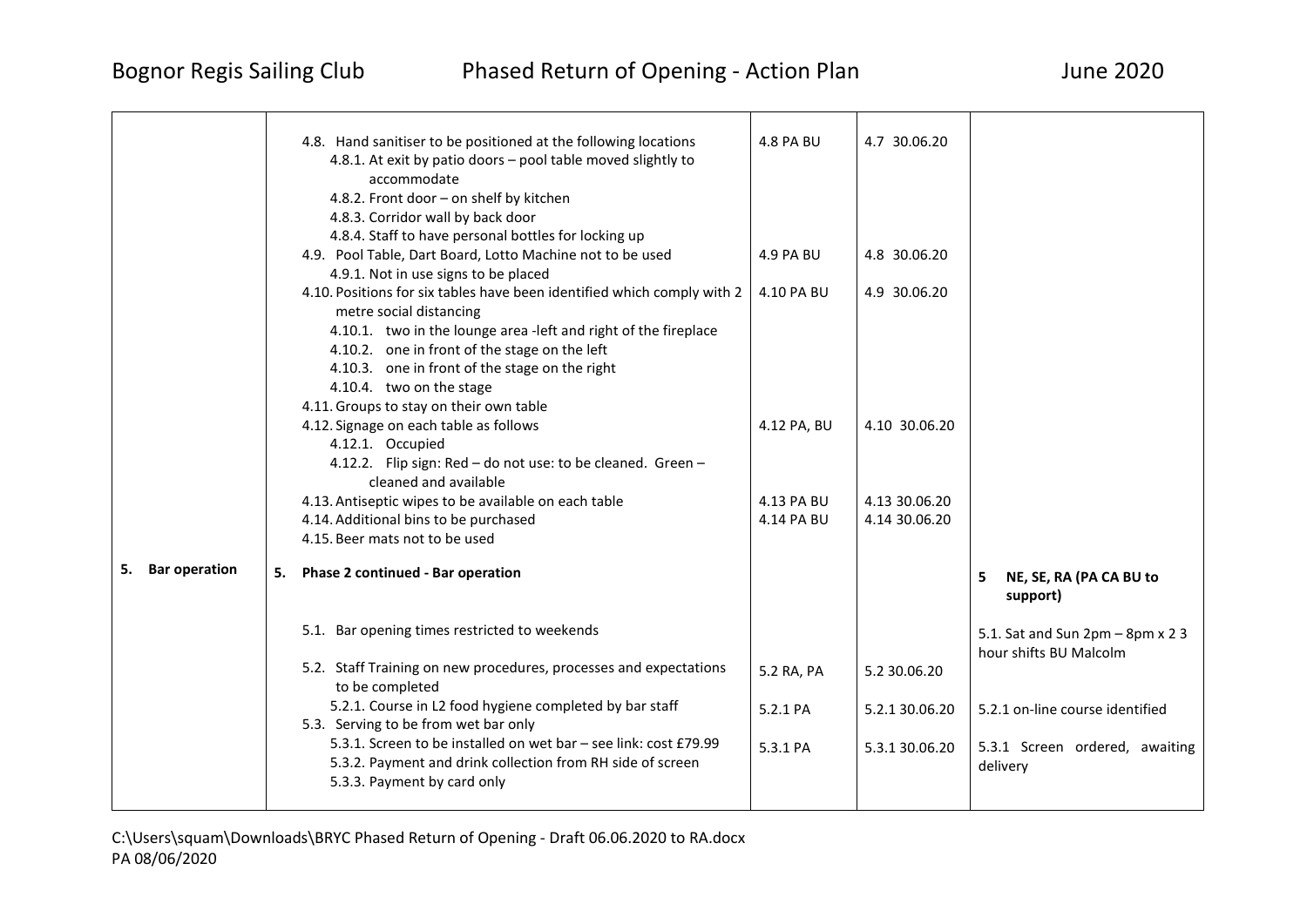| | | | | |
|---|---|---|---|---|
| | 4.8. Hand sanitiser to be positioned at the following locations<br>4.8.1. At exit by patio doors – pool table moved slightly to accommodate<br>4.8.2. Front door – on shelf by kitchen<br>4.8.3. Corridor wall by back door<br>4.8.4. Staff to have personal bottles for locking up | 4.8 PA BU | 4.7 30.06.20 | |
| | 4.9. Pool Table, Dart Board, Lotto Machine not to be used<br>4.9.1. Not in use signs to be placed | 4.9 PA BU | 4.8 30.06.20 | |
| | 4.10. Positions for six tables have been identified which comply with 2 metre social distancing<br>4.10.1. two in the lounge area -left and right of the fireplace<br>4.10.2. one in front of the stage on the left<br>4.10.3. one in front of the stage on the right<br>4.10.4. two on the stage<br>4.11. Groups to stay on their own table | 4.10 PA BU | 4.9 30.06.20 | |
| | 4.12. Signage on each table as follows<br>4.12.1. Occupied<br>4.12.2. Flip sign: Red – do not use: to be cleaned. Green – cleaned and available | 4.12 PA, BU | 4.10 30.06.20 | |
| | 4.13. Antiseptic wipes to be available on each table<br>4.14. Additional bins to be purchased<br>4.15. Beer mats not to be used | 4.13 PA BU<br>4.14 PA BU | 4.13 30.06.20<br>4.14 30.06.20 | |
| **5. Bar operation** | **5. Phase 2 continued - Bar operation** | | | **5 NE, SE, RA (PA CA BU to support)** |
| | 5.1. Bar opening times restricted to weekends | | | 5.1. Sat and Sun 2pm – 8pm x 2 3 hour shifts BU Malcolm |
| | 5.2. Staff Training on new procedures, processes and expectations to be completed | 5.2 RA, PA | 5.2 30.06.20 | |
| | 5.2.1. Course in L2 food hygiene completed by bar staff<br>5.3. Serving to be from wet bar only | 5.2.1 PA | 5.2.1 30.06.20 | 5.2.1 on-line course identified |
| | 5.3.1. Screen to be installed on wet bar – see link: cost £79.99<br>5.3.2. Payment and drink collection from RH side of screen<br>5.3.3. Payment by card only | 5.3.1 PA | 5.3.1 30.06.20 | 5.3.1 Screen ordered, awaiting delivery |

C:\Users\squam\Downloads\BRYC Phased Return of Opening - Draft 06.06.2020 to RA.docx
PA 08/06/2020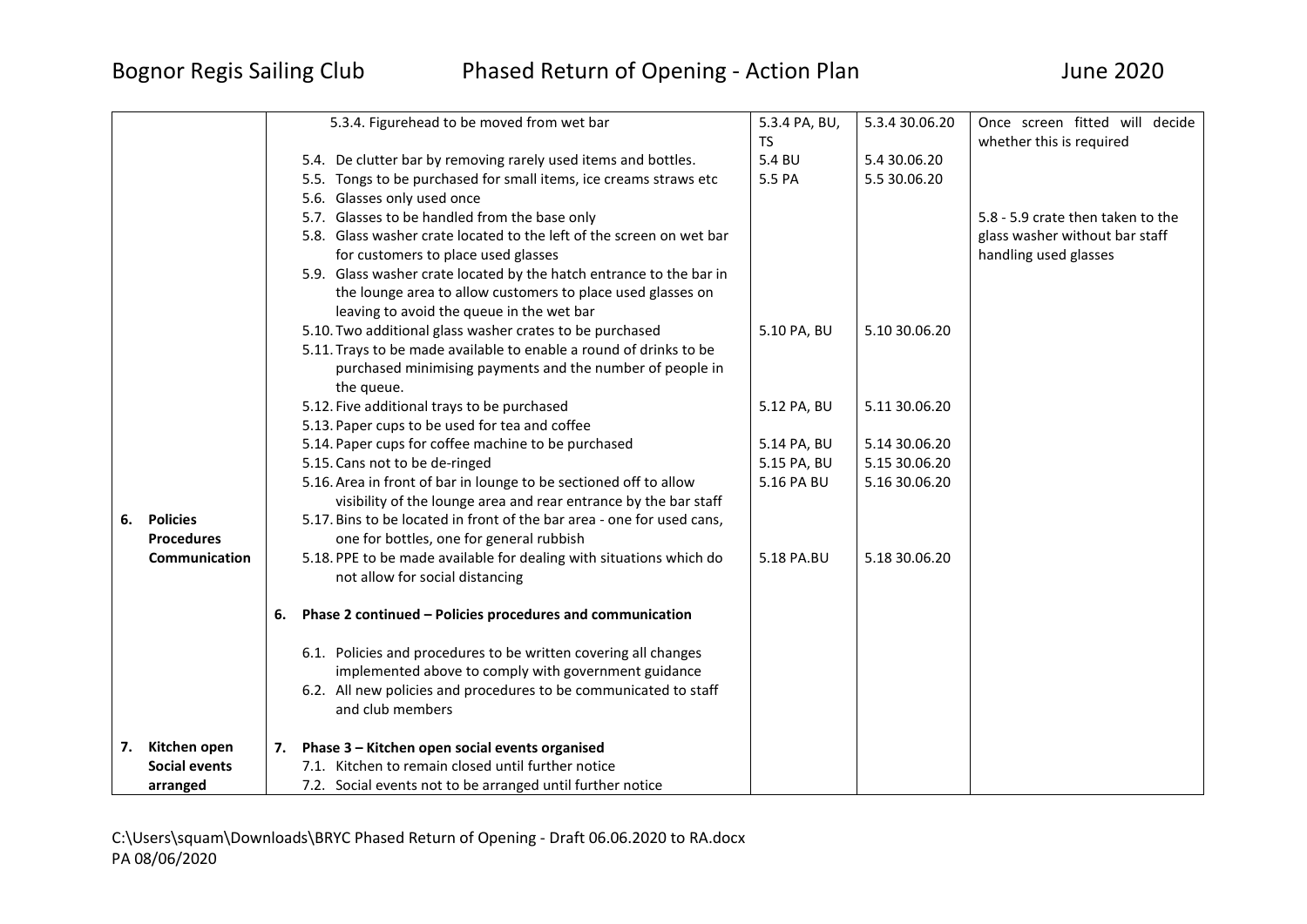| | | | | |
|---|---|---|---|---|
| | 5.3.4. Figurehead to be moved from wet bar | 5.3.4 PA, BU, TS | 5.3.4 30.06.20 | Once screen fitted will decide whether this is required |
| | 5.4. De clutter bar by removing rarely used items and bottles. | 5.4 BU | 5.4 30.06.20 | |
| | 5.5. Tongs to be purchased for small items, ice creams straws etc | 5.5 PA | 5.5 30.06.20 | |
| | 5.6. Glasses only used once | | | |
| | 5.7. Glasses to be handled from the base only | | | 5.8 - 5.9 crate then taken to the glass washer without bar staff handling used glasses |
| | 5.8. Glass washer crate located to the left of the screen on wet bar for customers to place used glasses | | | |
| | 5.9. Glass washer crate located by the hatch entrance to the bar in the lounge area to allow customers to place used glasses on leaving to avoid the queue in the wet bar | | | |
| | 5.10. Two additional glass washer crates to be purchased | 5.10 PA, BU | 5.10 30.06.20 | |
| | 5.11. Trays to be made available to enable a round of drinks to be purchased minimising payments and the number of people in the queue. | | | |
| | 5.12. Five additional trays to be purchased | 5.12 PA, BU | 5.11 30.06.20 | |
| | 5.13. Paper cups to be used for tea and coffee | | | |
| | 5.14. Paper cups for coffee machine to be purchased | 5.14 PA, BU | 5.14 30.06.20 | |
| | 5.15. Cans not to be de-ringed | 5.15 PA, BU | 5.15 30.06.20 | |
| | 5.16. Area in front of bar in lounge to be sectioned off to allow visibility of the lounge area and rear entrance by the bar staff | 5.16 PA BU | 5.16 30.06.20 | |
| **6. Policies Procedures Communication** | 5.17. Bins to be located in front of the bar area - one for used cans, one for bottles, one for general rubbish | | | |
| | 5.18. PPE to be made available for dealing with situations which do not allow for social distancing | 5.18 PA.BU | 5.18 30.06.20 | |
| | **6. Phase 2 continued – Policies procedures and communication** | | | |
| | 6.1. Policies and procedures to be written covering all changes implemented above to comply with government guidance | | | |
| | 6.2. All new policies and procedures to be communicated to staff and club members | | | |
| **7. Kitchen open Social events arranged** | **7. Phase 3 – Kitchen open social events organised** | | | |
| | 7.1. Kitchen to remain closed until further notice | | | |
| | 7.2. Social events not to be arranged until further notice | | | |

C:\Users\squam\Downloads\BRYC Phased Return of Opening - Draft 06.06.2020 to RA.docx
PA 08/06/2020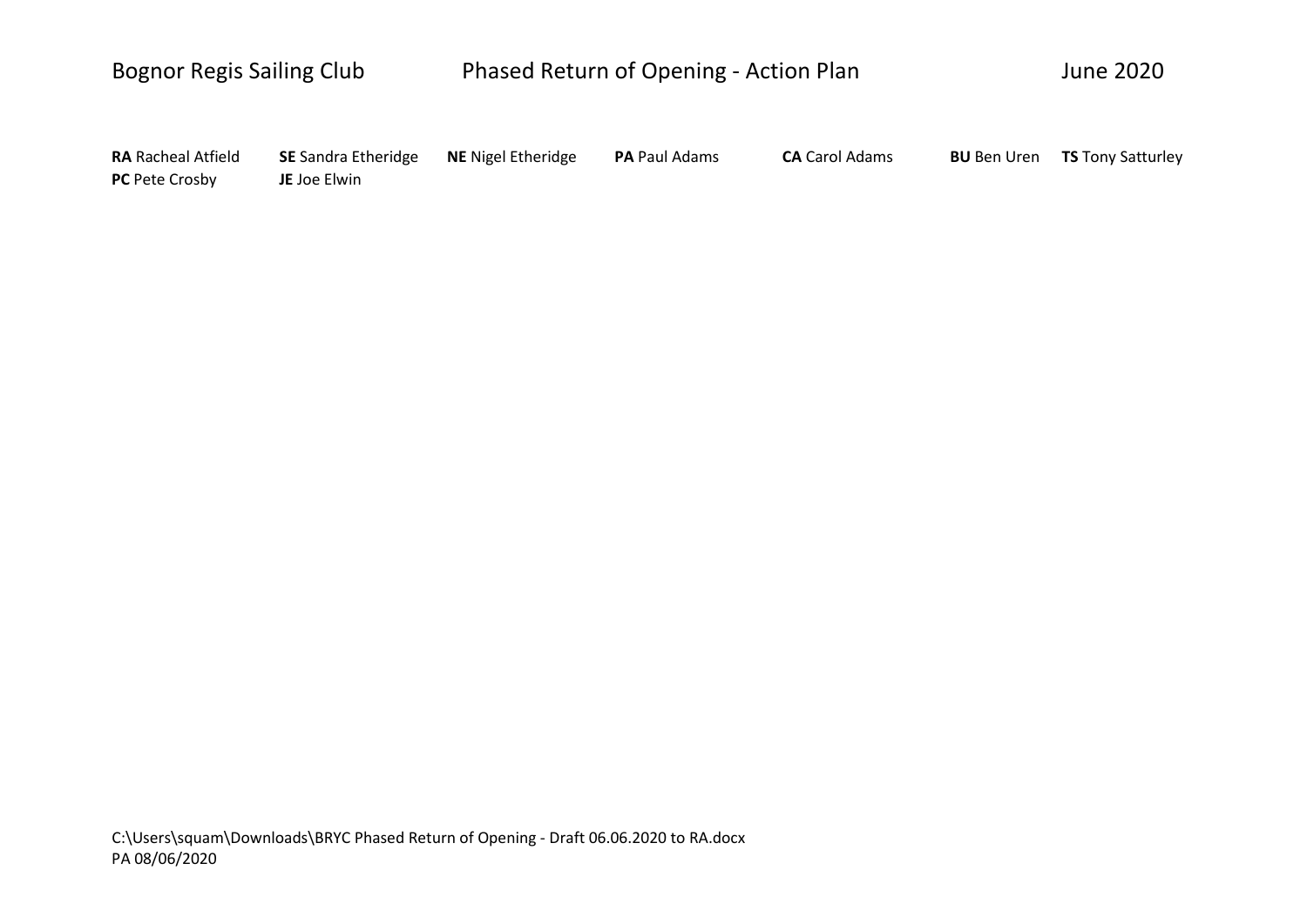**RA** Racheal Atfield **SE** Sandra Etheridge **NE** Nigel Etheridge **PA** Paul Adams **CA** Carol Adams **BU** Ben Uren **TS** Tony Satturley
**PC** Pete Crosby **JE** Joe Elwin